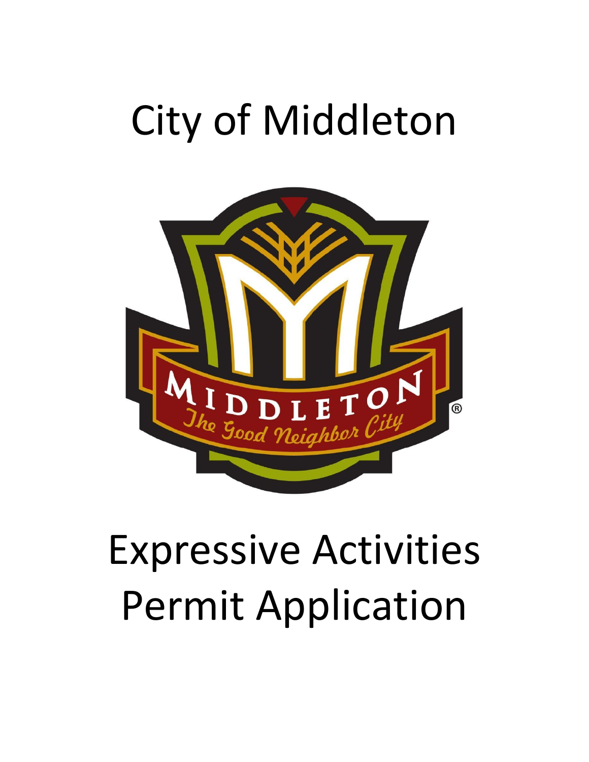# City of Middleton

# Expressive Activities Permit Application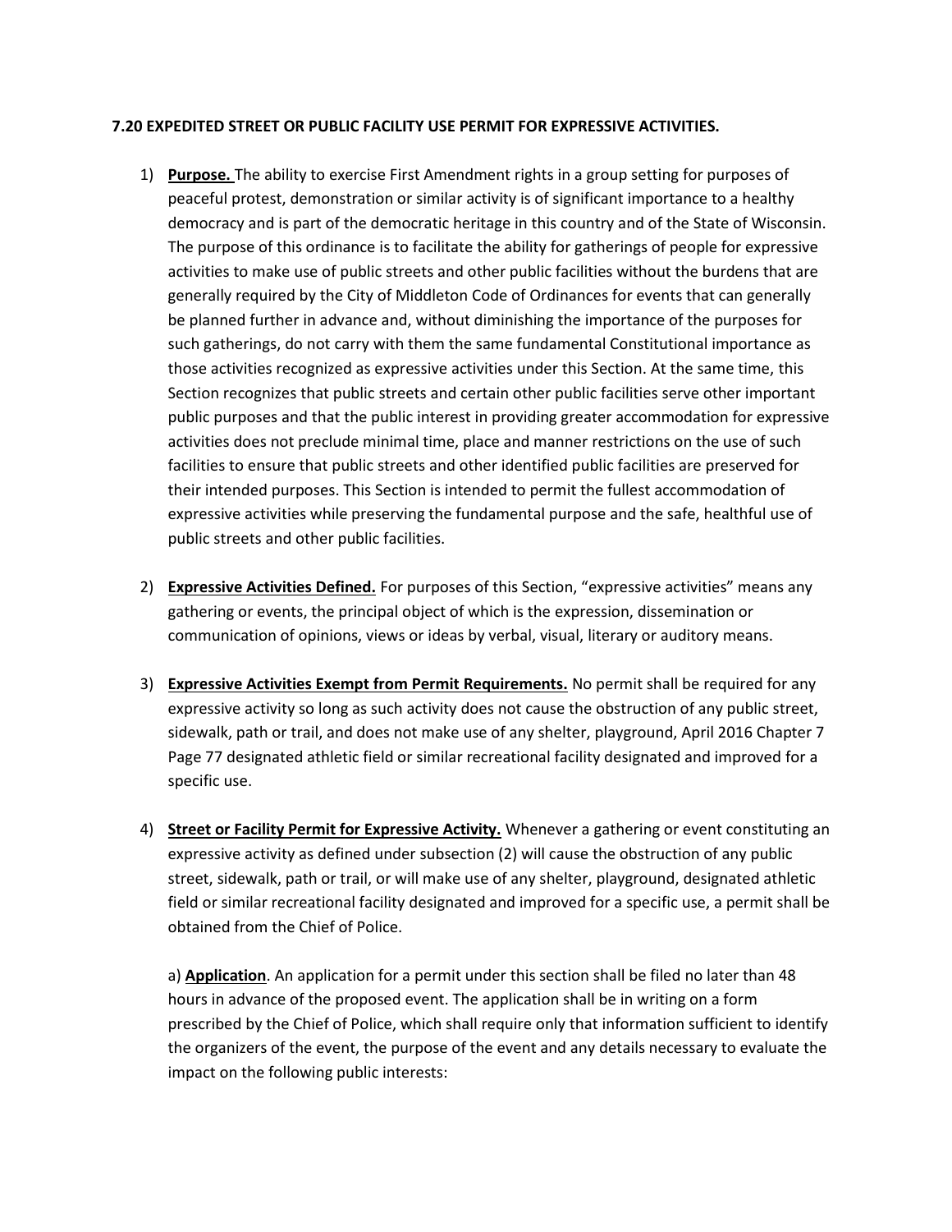**7.20 EXPEDITED STREET OR PUBLIC FACILITY USE PERMIT FOR EXPRESSIVE ACTIVITIES.**

1) **Purpose.** The ability to exercise First Amendment rights in a group setting for purposes of peaceful protest, demonstration or similar activity is of significant importance to a healthy democracy and is part of the democratic heritage in this country and of the State of Wisconsin. The purpose of this ordinance is to facilitate the ability for gatherings of people for expressive activities to make use of public streets and other public facilities without the burdens that are generally required by the City of Middleton Code of Ordinances for events that can generally be planned further in advance and, without diminishing the importance of the purposes for such gatherings, do not carry with them the same fundamental Constitutional importance as those activities recognized as expressive activities under this Section. At the same time, this Section recognizes that public streets and certain other public facilities serve other important public purposes and that the public interest in providing greater accommodation for expressive activities does not preclude minimal time, place and manner restrictions on the use of such facilities to ensure that public streets and other identified public facilities are preserved for their intended purposes. This Section is intended to permit the fullest accommodation of expressive activities while preserving the fundamental purpose and the safe, healthful use of public streets and other public facilities.

2) **Expressive Activities Defined.** For purposes of this Section, "expressive activities" means any gathering or events, the principal object of which is the expression, dissemination or communication of opinions, views or ideas by verbal, visual, literary or auditory means.

3) **Expressive Activities Exempt from Permit Requirements.** No permit shall be required for any expressive activity so long as such activity does not cause the obstruction of any public street, sidewalk, path or trail, and does not make use of any shelter, playground, April 2016 Chapter 7 Page 77 designated athletic field or similar recreational facility designated and improved for a specific use.

4) **Street or Facility Permit for Expressive Activity.** Whenever a gathering or event constituting an expressive activity as defined under subsection (2) will cause the obstruction of any public street, sidewalk, path or trail, or will make use of any shelter, playground, designated athletic field or similar recreational facility designated and improved for a specific use, a permit shall be obtained from the Chief of Police.

   a) **Application**. An application for a permit under this section shall be filed no later than 48 hours in advance of the proposed event. The application shall be in writing on a form prescribed by the Chief of Police, which shall require only that information sufficient to identify the organizers of the event, the purpose of the event and any details necessary to evaluate the impact on the following public interests: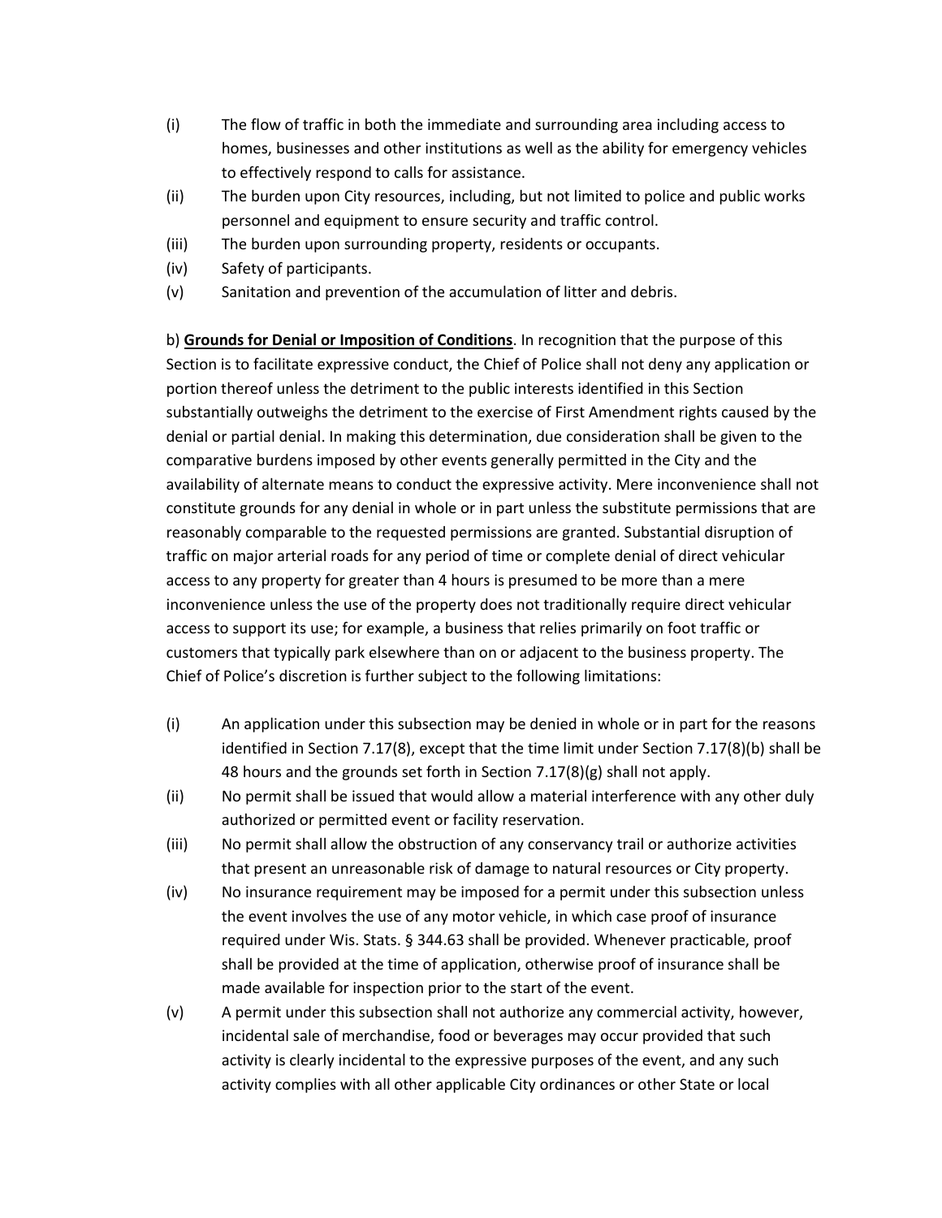(i) The flow of traffic in both the immediate and surrounding area including access to homes, businesses and other institutions as well as the ability for emergency vehicles to effectively respond to calls for assistance.

(ii) The burden upon City resources, including, but not limited to police and public works personnel and equipment to ensure security and traffic control.

(iii) The burden upon surrounding property, residents or occupants.

(iv) Safety of participants.

(v) Sanitation and prevention of the accumulation of litter and debris.

b) **Grounds for Denial or Imposition of Conditions**. In recognition that the purpose of this Section is to facilitate expressive conduct, the Chief of Police shall not deny any application or portion thereof unless the detriment to the public interests identified in this Section substantially outweighs the detriment to the exercise of First Amendment rights caused by the denial or partial denial. In making this determination, due consideration shall be given to the comparative burdens imposed by other events generally permitted in the City and the availability of alternate means to conduct the expressive activity. Mere inconvenience shall not constitute grounds for any denial in whole or in part unless the substitute permissions that are reasonably comparable to the requested permissions are granted. Substantial disruption of traffic on major arterial roads for any period of time or complete denial of direct vehicular access to any property for greater than 4 hours is presumed to be more than a mere inconvenience unless the use of the property does not traditionally require direct vehicular access to support its use; for example, a business that relies primarily on foot traffic or customers that typically park elsewhere than on or adjacent to the business property. The Chief of Police's discretion is further subject to the following limitations:

(i) An application under this subsection may be denied in whole or in part for the reasons identified in Section 7.17(8), except that the time limit under Section 7.17(8)(b) shall be 48 hours and the grounds set forth in Section 7.17(8)(g) shall not apply.

(ii) No permit shall be issued that would allow a material interference with any other duly authorized or permitted event or facility reservation.

(iii) No permit shall allow the obstruction of any conservancy trail or authorize activities that present an unreasonable risk of damage to natural resources or City property.

(iv) No insurance requirement may be imposed for a permit under this subsection unless the event involves the use of any motor vehicle, in which case proof of insurance required under Wis. Stats. § 344.63 shall be provided. Whenever practicable, proof shall be provided at the time of application, otherwise proof of insurance shall be made available for inspection prior to the start of the event.

(v) A permit under this subsection shall not authorize any commercial activity, however, incidental sale of merchandise, food or beverages may occur provided that such activity is clearly incidental to the expressive purposes of the event, and any such activity complies with all other applicable City ordinances or other State or local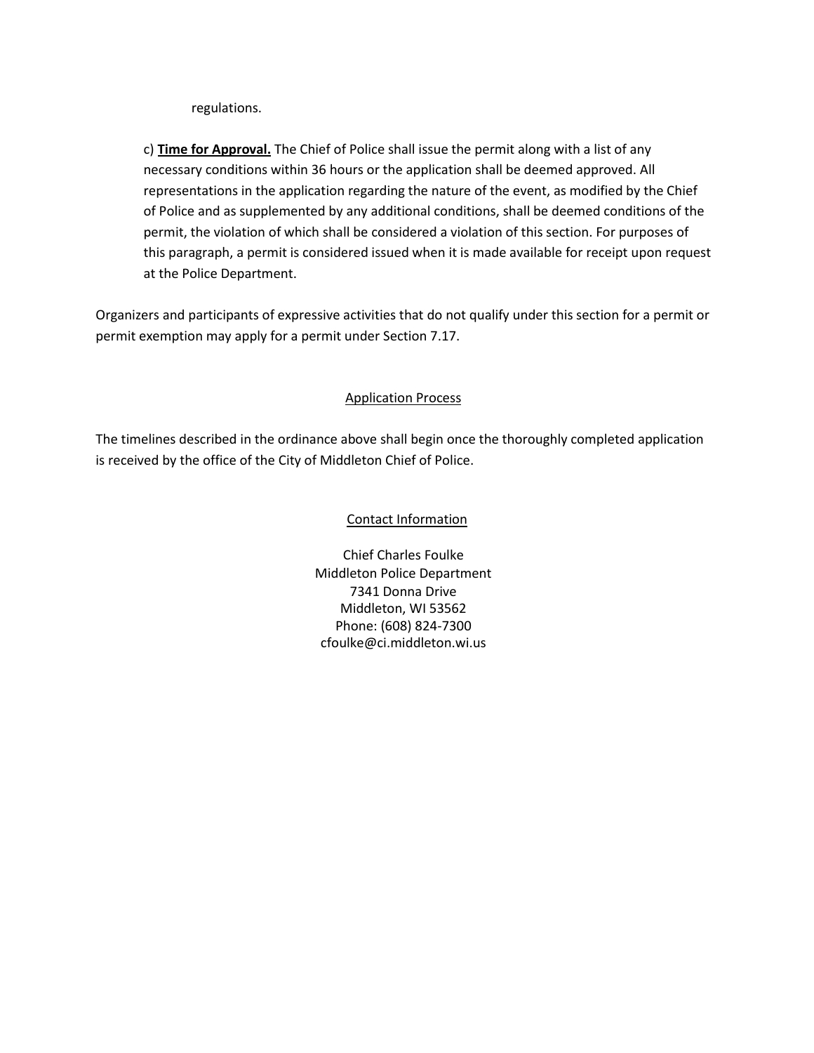regulations.

c) **Time for Approval.** The Chief of Police shall issue the permit along with a list of any necessary conditions within 36 hours or the application shall be deemed approved. All representations in the application regarding the nature of the event, as modified by the Chief of Police and as supplemented by any additional conditions, shall be deemed conditions of the permit, the violation of which shall be considered a violation of this section. For purposes of this paragraph, a permit is considered issued when it is made available for receipt upon request at the Police Department.

Organizers and participants of expressive activities that do not qualify under this section for a permit or permit exemption may apply for a permit under Section 7.17.

## Application Process

The timelines described in the ordinance above shall begin once the thoroughly completed application is received by the office of the City of Middleton Chief of Police.

## Contact Information

Chief Charles Foulke
Middleton Police Department
7341 Donna Drive
Middleton, WI 53562
Phone: (608) 824-7300
cfoulke@ci.middleton.wi.us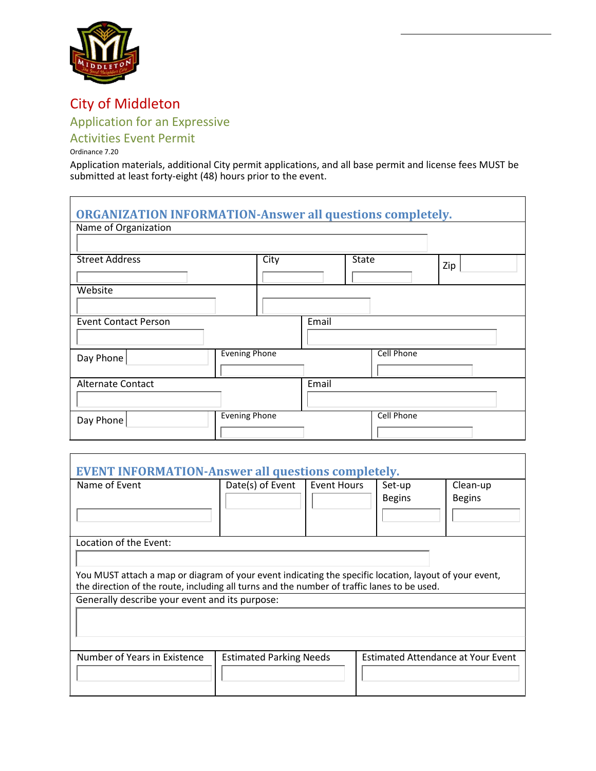# City of Middleton

## Application for an Expressive Activities Event Permit

Ordinance 7.20

Application materials, additional City permit applications, and all base permit and license fees MUST be submitted at least forty-eight (48) hours prior to the event.

### ORGANIZATION INFORMATION-Answer all questions completely.

| Name of Organization | | | |
|---|---|---|---|
| | | | |
| Street Address | City | State | Zip |
| Website | | | |
| Event Contact Person | | Email | |
| Day Phone | Evening Phone | Cell Phone | |
| Alternate Contact | | Email | |
| Day Phone | Evening Phone | Cell Phone | |

### EVENT INFORMATION-Answer all questions completely.

| Name of Event | Date(s) of Event | Event Hours | Set-up Begins | Clean-up Begins |
|---|---|---|---|---|
| | | | | |

Location of the Event:

You MUST attach a map or diagram of your event indicating the specific location, layout of your event, the direction of the route, including all turns and the number of traffic lanes to be used.

Generally describe your event and its purpose:

| Number of Years in Existence | Estimated Parking Needs | Estimated Attendance at Your Event |
|---|---|---|
| | | |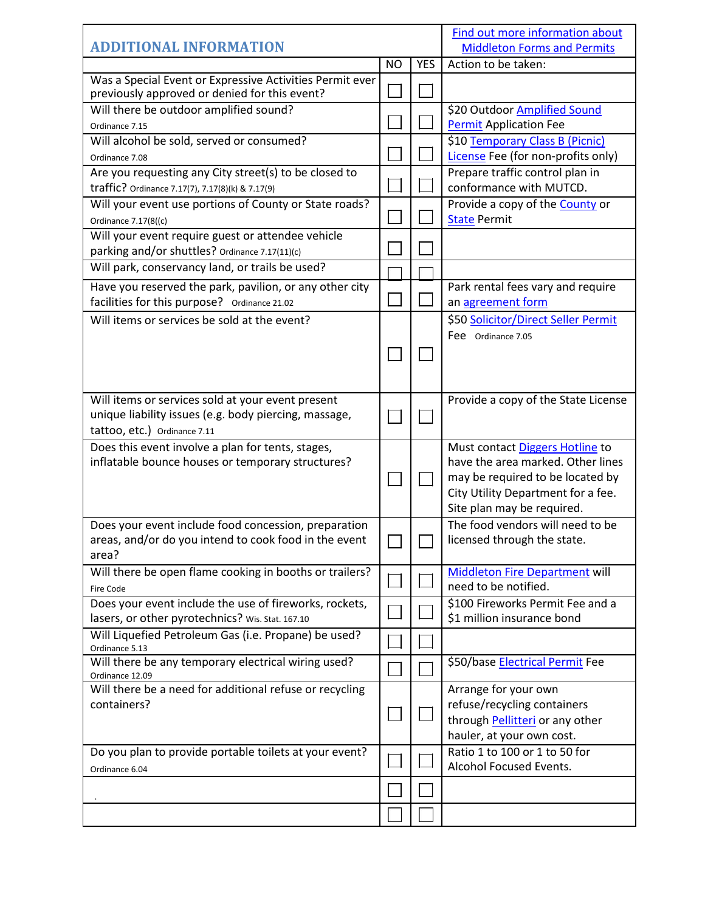| **ADDITIONAL INFORMATION** | | | Find out more information about Middleton Forms and Permits |
|---|---|---|---|
| | NO | YES | Action to be taken: |
| Was a Special Event or Expressive Activities Permit ever previously approved or denied for this event? | ☐ | ☐ | |
| Will there be outdoor amplified sound? Ordinance 7.15 | ☐ | ☐ | $20 Outdoor Amplified Sound Permit Application Fee |
| Will alcohol be sold, served or consumed? Ordinance 7.08 | ☐ | ☐ | $10 Temporary Class B (Picnic) License Fee (for non-profits only) |
| Are you requesting any City street(s) to be closed to traffic? Ordinance 7.17(7), 7.17(8)(k) & 7.17(9) | ☐ | ☐ | Prepare traffic control plan in conformance with MUTCD. |
| Will your event use portions of County or State roads? Ordinance 7.17(8((c) | ☐ | ☐ | Provide a copy of the County or State Permit |
| Will your event require guest or attendee vehicle parking and/or shuttles? Ordinance 7.17(11)(c) | ☐ | ☐ | |
| Will park, conservancy land, or trails be used? | ☐ | ☐ | |
| Have you reserved the park, pavilion, or any other city facilities for this purpose? Ordinance 21.02 | ☐ | ☐ | Park rental fees vary and require an agreement form |
| Will items or services be sold at the event? | ☐ | ☐ | $50 Solicitor/Direct Seller Permit Fee Ordinance 7.05 |
| Will items or services sold at your event present unique liability issues (e.g. body piercing, massage, tattoo, etc.) Ordinance 7.11 | ☐ | ☐ | Provide a copy of the State License |
| Does this event involve a plan for tents, stages, inflatable bounce houses or temporary structures? | ☐ | ☐ | Must contact Diggers Hotline to have the area marked. Other lines may be required to be located by City Utility Department for a fee. Site plan may be required. |
| Does your event include food concession, preparation areas, and/or do you intend to cook food in the event area? | ☐ | ☐ | The food vendors will need to be licensed through the state. |
| Will there be open flame cooking in booths or trailers? Fire Code | ☐ | ☐ | Middleton Fire Department will need to be notified. |
| Does your event include the use of fireworks, rockets, lasers, or other pyrotechnics? Wis. Stat. 167.10 | ☐ | ☐ | $100 Fireworks Permit Fee and a $1 million insurance bond |
| Will Liquefied Petroleum Gas (i.e. Propane) be used? Ordinance 5.13 | ☐ | ☐ | |
| Will there be any temporary electrical wiring used? Ordinance 12.09 | ☐ | ☐ | $50/base Electrical Permit Fee |
| Will there be a need for additional refuse or recycling containers? | ☐ | ☐ | Arrange for your own refuse/recycling containers through Pellitteri or any other hauler, at your own cost. |
| Do you plan to provide portable toilets at your event? Ordinance 6.04 | ☐ | ☐ | Ratio 1 to 100 or 1 to 50 for Alcohol Focused Events. |
| . | ☐ | ☐ | |
| | ☐ | ☐ | |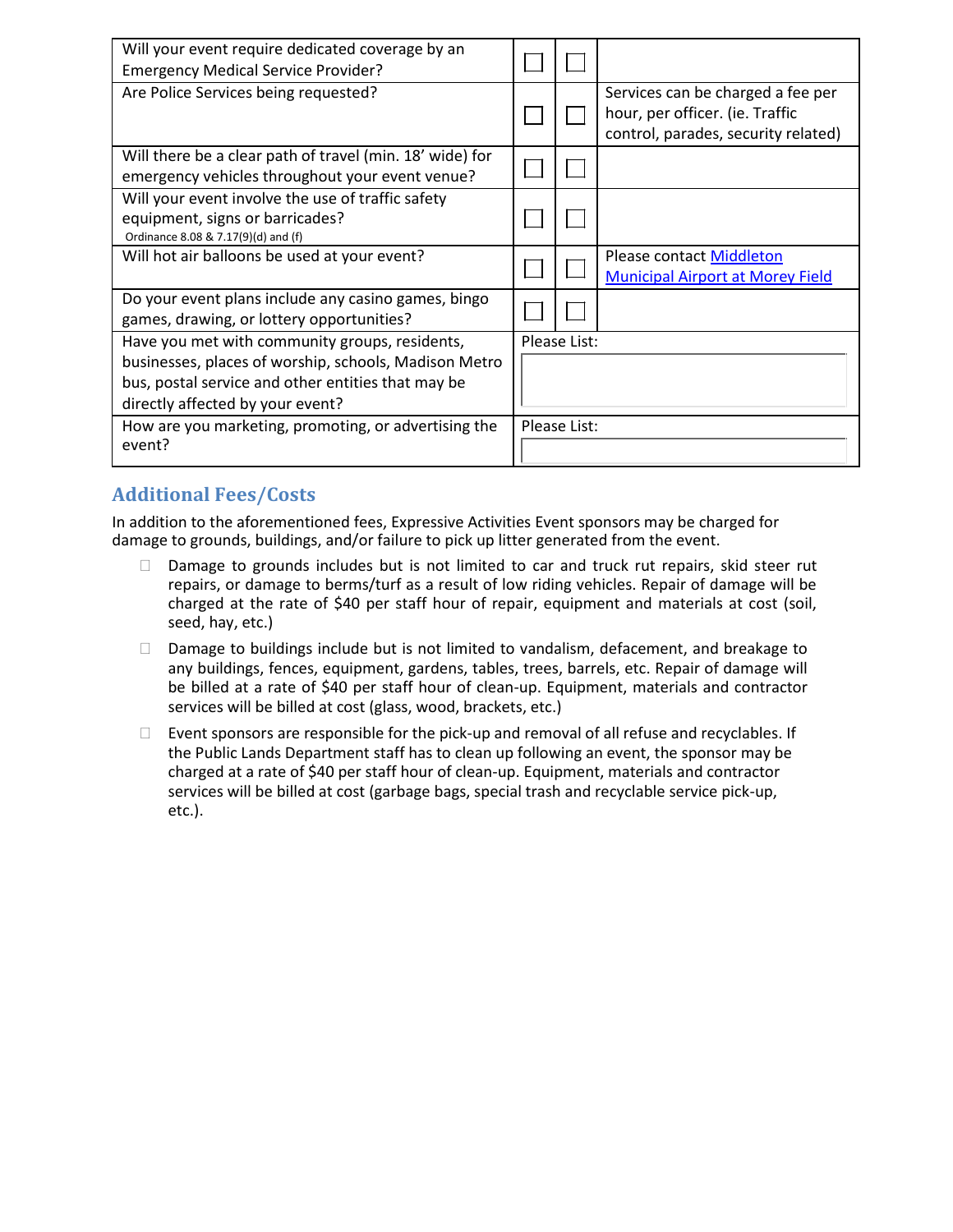| | | | |
|---|---|---|---|
| Will your event require dedicated coverage by an Emergency Medical Service Provider? | ☐ | ☐ | |
| Are Police Services being requested? | ☐ | ☐ | Services can be charged a fee per hour, per officer. (ie. Traffic control, parades, security related) |
| Will there be a clear path of travel (min. 18' wide) for emergency vehicles throughout your event venue? | ☐ | ☐ | |
| Will your event involve the use of traffic safety equipment, signs or barricades? Ordinance 8.08 & 7.17(9)(d) and (f) | ☐ | ☐ | |
| Will hot air balloons be used at your event? | ☐ | ☐ | Please contact Middleton Municipal Airport at Morey Field |
| Do your event plans include any casino games, bingo games, drawing, or lottery opportunities? | ☐ | ☐ | |
| Have you met with community groups, residents, businesses, places of worship, schools, Madison Metro bus, postal service and other entities that may be directly affected by your event? | Please List: | | |
| How are you marketing, promoting, or advertising the event? | Please List: | | |

## Additional Fees/Costs

In addition to the aforementioned fees, Expressive Activities Event sponsors may be charged for damage to grounds, buildings, and/or failure to pick up litter generated from the event.

- Damage to grounds includes but is not limited to car and truck rut repairs, skid steer rut repairs, or damage to berms/turf as a result of low riding vehicles. Repair of damage will be charged at the rate of $40 per staff hour of repair, equipment and materials at cost (soil, seed, hay, etc.)
- Damage to buildings include but is not limited to vandalism, defacement, and breakage to any buildings, fences, equipment, gardens, tables, trees, barrels, etc. Repair of damage will be billed at a rate of $40 per staff hour of clean-up. Equipment, materials and contractor services will be billed at cost (glass, wood, brackets, etc.)
- Event sponsors are responsible for the pick-up and removal of all refuse and recyclables. If the Public Lands Department staff has to clean up following an event, the sponsor may be charged at a rate of $40 per staff hour of clean-up. Equipment, materials and contractor services will be billed at cost (garbage bags, special trash and recyclable service pick-up, etc.).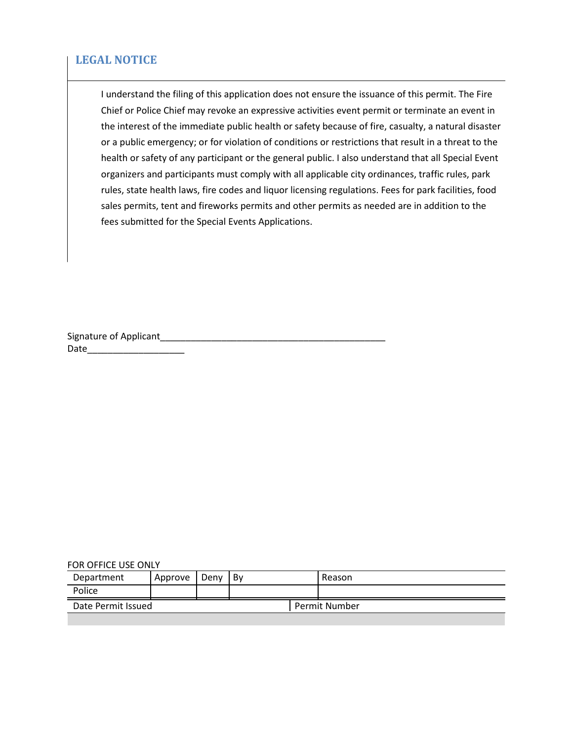## LEGAL NOTICE

I understand the filing of this application does not ensure the issuance of this permit. The Fire Chief or Police Chief may revoke an expressive activities event permit or terminate an event in the interest of the immediate public health or safety because of fire, casualty, a natural disaster or a public emergency; or for violation of conditions or restrictions that result in a threat to the health or safety of any participant or the general public. I also understand that all Special Event organizers and participants must comply with all applicable city ordinances, traffic rules, park rules, state health laws, fire codes and liquor licensing regulations. Fees for park facilities, food sales permits, tent and fireworks permits and other permits as needed are in addition to the fees submitted for the Special Events Applications.

Signature of Applicant_____________________________________________

Date___________________

FOR OFFICE USE ONLY

| Department | Approve | Deny | By | Reason |
|---|---|---|---|---|
| Police | | | | |

| Date Permit Issued | Permit Number |
|---|---|
| | |